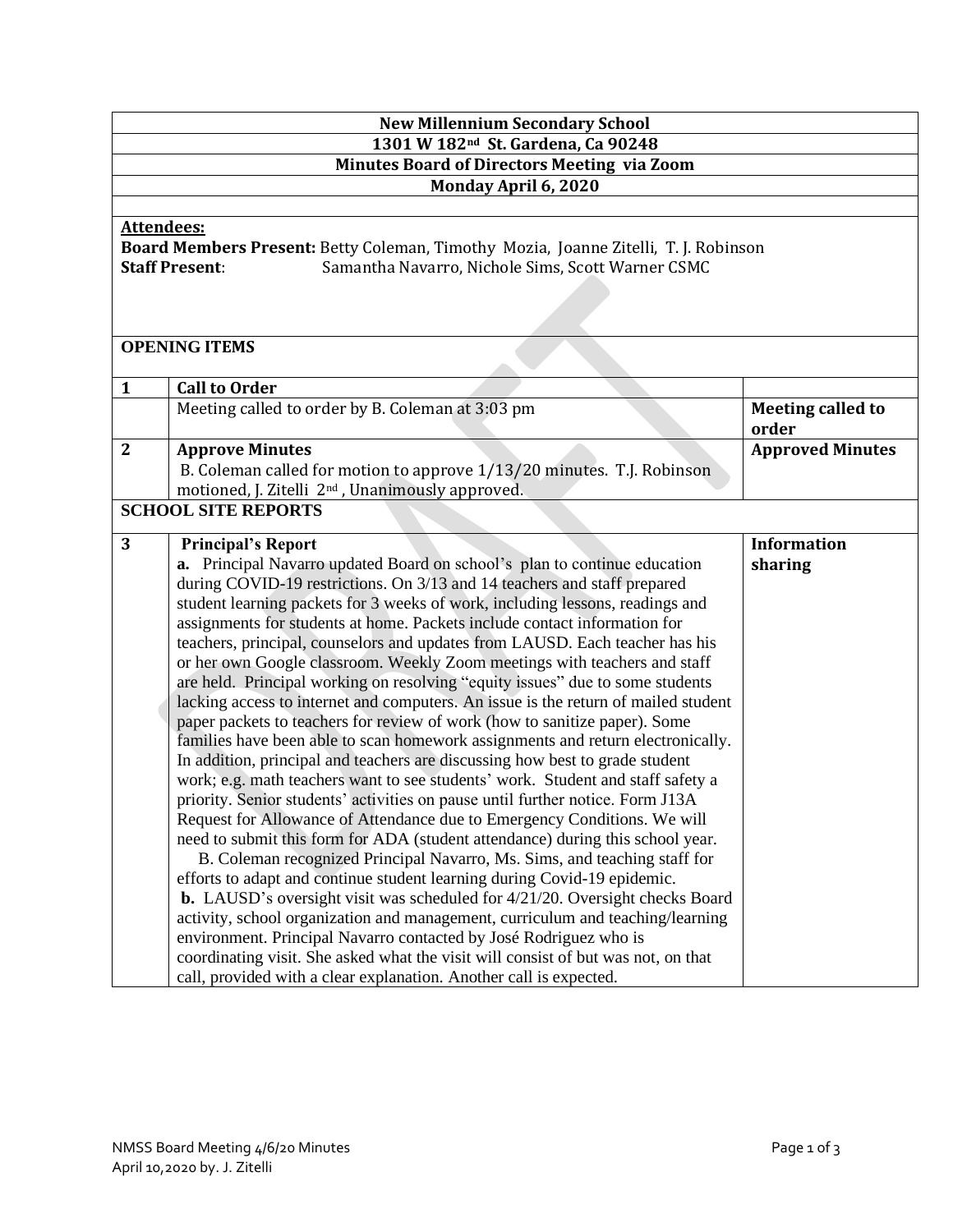**New Millennium Secondary School**

**1301 W 182nd St. Gardena, Ca 90248**

**Minutes Board of Directors Meeting via Zoom**

**Monday April 6, 2020**

**Attendees:**

**Board Members Present:** Betty Coleman, Timothy Mozia, Joanne Zitelli, T. J. Robinson

**Staff Present**: Samantha Navarro, Nichole Sims, Scott Warner CSMC

**OPENING ITEMS**

| | | |
|---|---|---|
| **1** | **Call to Order** | |
| | Meeting called to order by B. Coleman at 3:03 pm | **Meeting called to order** |
| **2** | **Approve Minutes**<br>B. Coleman called for motion to approve 1/13/20 minutes. T.J. Robinson motioned, J. Zitelli 2nd, Unanimously approved. | **Approved Minutes** |

**SCHOOL SITE REPORTS**

| | | |
|---|---|---|
| **3** | **Principal's Report**<br>**a.** Principal Navarro updated Board on school's plan to continue education during COVID-19 restrictions. On 3/13 and 14 teachers and staff prepared student learning packets for 3 weeks of work, including lessons, readings and assignments for students at home. Packets include contact information for teachers, principal, counselors and updates from LAUSD. Each teacher has his or her own Google classroom. Weekly Zoom meetings with teachers and staff are held. Principal working on resolving "equity issues" due to some students lacking access to internet and computers. An issue is the return of mailed student paper packets to teachers for review of work (how to sanitize paper). Some families have been able to scan homework assignments and return electronically. In addition, principal and teachers are discussing how best to grade student work; e.g. math teachers want to see students' work. Student and staff safety a priority. Senior students' activities on pause until further notice. Form J13A Request for Allowance of Attendance due to Emergency Conditions. We will need to submit this form for ADA (student attendance) during this school year.<br>B. Coleman recognized Principal Navarro, Ms. Sims, and teaching staff for efforts to adapt and continue student learning during Covid-19 epidemic.<br>**b.** LAUSD's oversight visit was scheduled for 4/21/20. Oversight checks Board activity, school organization and management, curriculum and teaching/learning environment. Principal Navarro contacted by José Rodriguez who is coordinating visit. She asked what the visit will consist of but was not, on that call, provided with a clear explanation. Another call is expected. | **Information sharing** |

NMSS Board Meeting 4/6/20 Minutes
April 10, 2020 by. J. Zitelli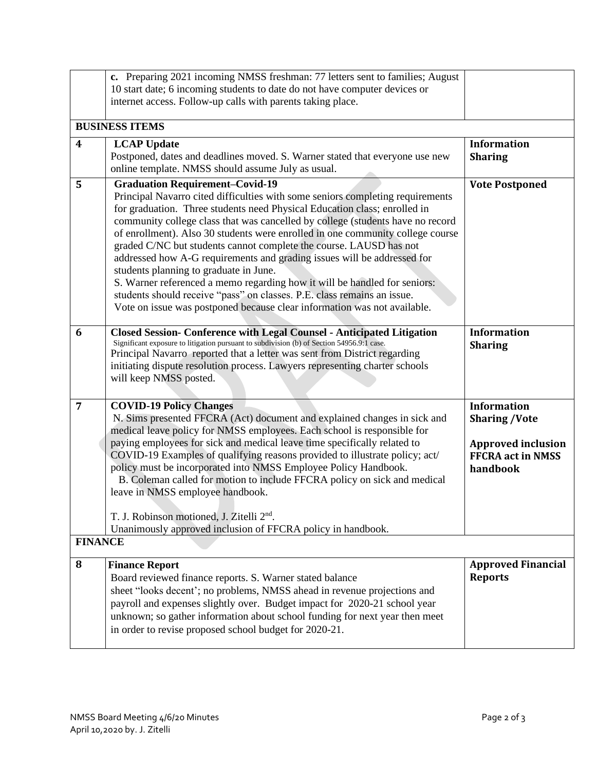|  |  |  |
|---|---|---|
|  | **c.** Preparing 2021 incoming NMSS freshman: 77 letters sent to families; August 10 start date; 6 incoming students to date do not have computer devices or internet access. Follow-up calls with parents taking place. |  |
| **BUSINESS ITEMS** | | |
| **4** | **LCAP Update**<br>Postponed, dates and deadlines moved. S. Warner stated that everyone use new online template. NMSS should assume July as usual. | **Information Sharing** |
| **5** | **Graduation Requirement–Covid-19**<br>Principal Navarro cited difficulties with some seniors completing requirements for graduation. Three students need Physical Education class; enrolled in community college class that was cancelled by college (students have no record of enrollment). Also 30 students were enrolled in one community college course graded C/NC but students cannot complete the course. LAUSD has not addressed how A-G requirements and grading issues will be addressed for students planning to graduate in June.<br>S. Warner referenced a memo regarding how it will be handled for seniors: students should receive "pass" on classes. P.E. class remains an issue.<br>Vote on issue was postponed because clear information was not available. | **Vote Postponed** |
| **6** | **Closed Session- Conference with Legal Counsel - Anticipated Litigation**<br>Significant exposure to litigation pursuant to subdivision (b) of Section 54956.9:1 case.<br>Principal Navarro reported that a letter was sent from District regarding initiating dispute resolution process. Lawyers representing charter schools will keep NMSS posted. | **Information Sharing** |
| **7** | **COVID-19 Policy Changes**<br>N. Sims presented FFCRA (Act) document and explained changes in sick and medical leave policy for NMSS employees. Each school is responsible for paying employees for sick and medical leave time specifically related to COVID-19 Examples of qualifying reasons provided to illustrate policy; act/ policy must be incorporated into NMSS Employee Policy Handbook.<br>B. Coleman called for motion to include FFCRA policy on sick and medical leave in NMSS employee handbook.<br><br>T. J. Robinson motioned, J. Zitelli 2nd.<br>Unanimously approved inclusion of FFCRA policy in handbook. | **Information Sharing /Vote**<br><br>**Approved inclusion FFCRA act in NMSS handbook** |
| **FINANCE** | | |
| **8** | **Finance Report**<br>Board reviewed finance reports. S. Warner stated balance sheet "looks decent'; no problems, NMSS ahead in revenue projections and payroll and expenses slightly over. Budget impact for 2020-21 school year unknown; so gather information about school funding for next year then meet in order to revise proposed school budget for 2020-21. | **Approved Financial Reports** |

NMSS Board Meeting 4/6/20 Minutes
April 10,2020 by. J. Zitelli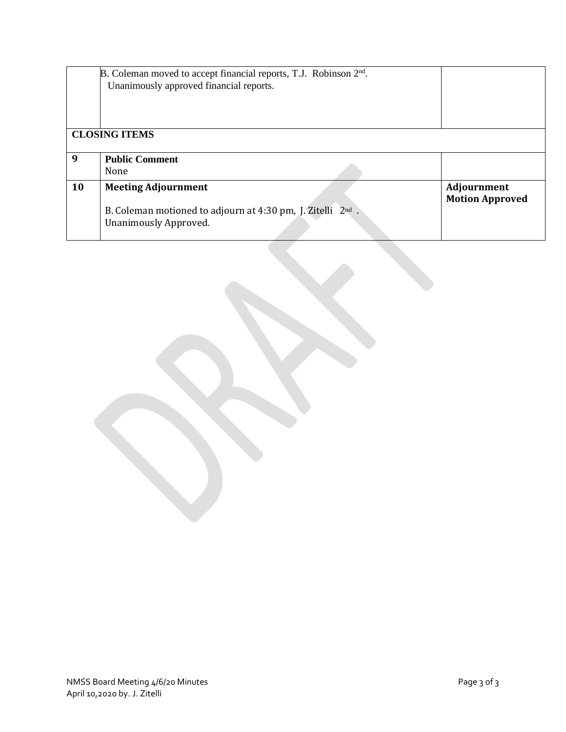| | | |
|---|---|---|
| | B. Coleman moved to accept financial reports, T.J. Robinson 2nd. Unanimously approved financial reports. | |
| **CLOSING ITEMS** | | |
| **9** | **Public Comment**<br>None | |
| **10** | **Meeting Adjournment**<br><br>B. Coleman motioned to adjourn at 4:30 pm, J. Zitelli 2nd. Unanimously Approved. | **Adjournment Motion Approved** |

DRAFT

NMSS Board Meeting 4/6/20 Minutes
April 10, 2020 by. J. Zitelli